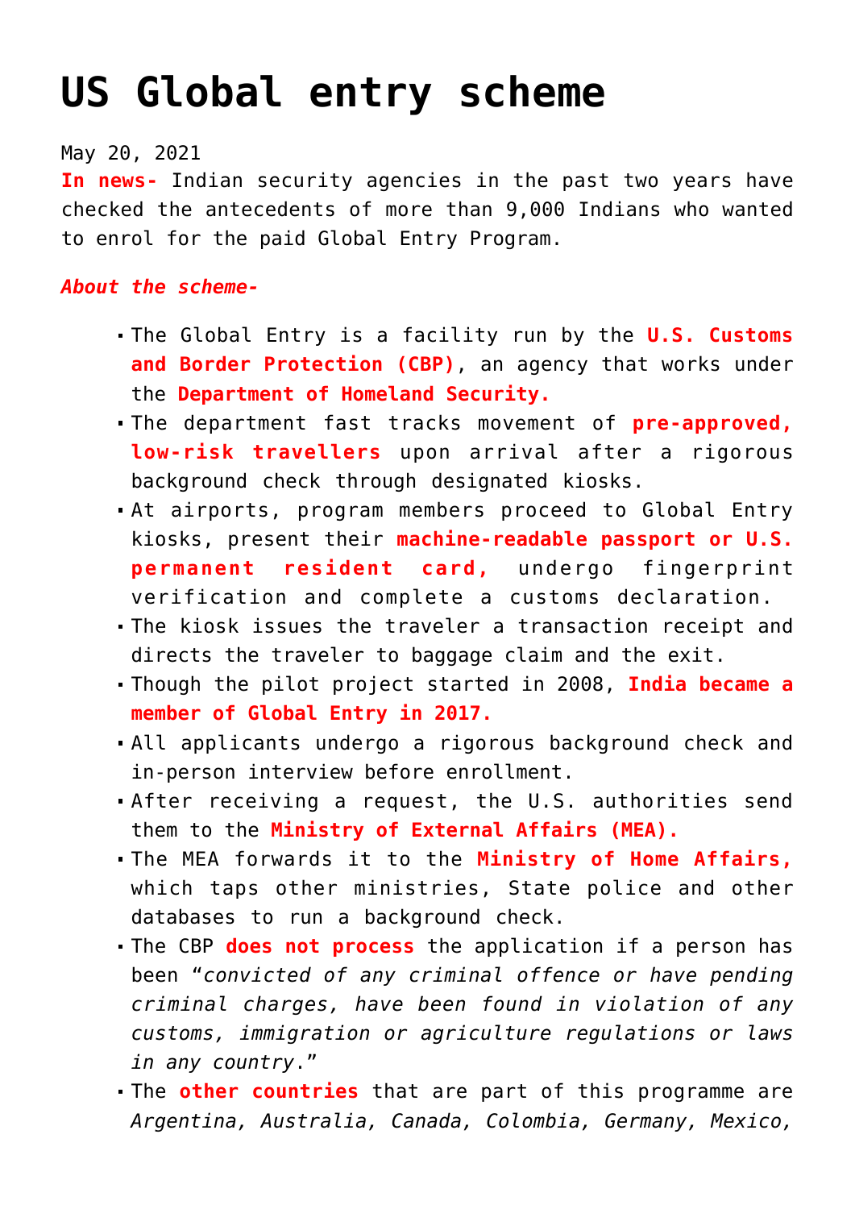# US Global entry scheme

May 20, 2021

**In news-** Indian security agencies in the past two years have checked the antecedents of more than 9,000 Indians who wanted to enrol for the paid Global Entry Program.

***About the scheme-***

- The Global Entry is a facility run by the **U.S. Customs and Border Protection (CBP)**, an agency that works under the **Department of Homeland Security.**
- The department fast tracks movement of **pre-approved, low-risk travellers** upon arrival after a rigorous background check through designated kiosks.
- At airports, program members proceed to Global Entry kiosks, present their **machine-readable passport or U.S. permanent resident card,** undergo fingerprint verification and complete a customs declaration.
- The kiosk issues the traveler a transaction receipt and directs the traveler to baggage claim and the exit.
- Though the pilot project started in 2008, **India became a member of Global Entry in 2017.**
- All applicants undergo a rigorous background check and in-person interview before enrollment.
- After receiving a request, the U.S. authorities send them to the **Ministry of External Affairs (MEA).**
- The MEA forwards it to the **Ministry of Home Affairs,** which taps other ministries, State police and other databases to run a background check.
- The CBP **does not process** the application if a person has been "*convicted of any criminal offence or have pending criminal charges, have been found in violation of any customs, immigration or agriculture regulations or laws in any country*."
- The **other countries** that are part of this programme are *Argentina, Australia, Canada, Colombia, Germany, Mexico,*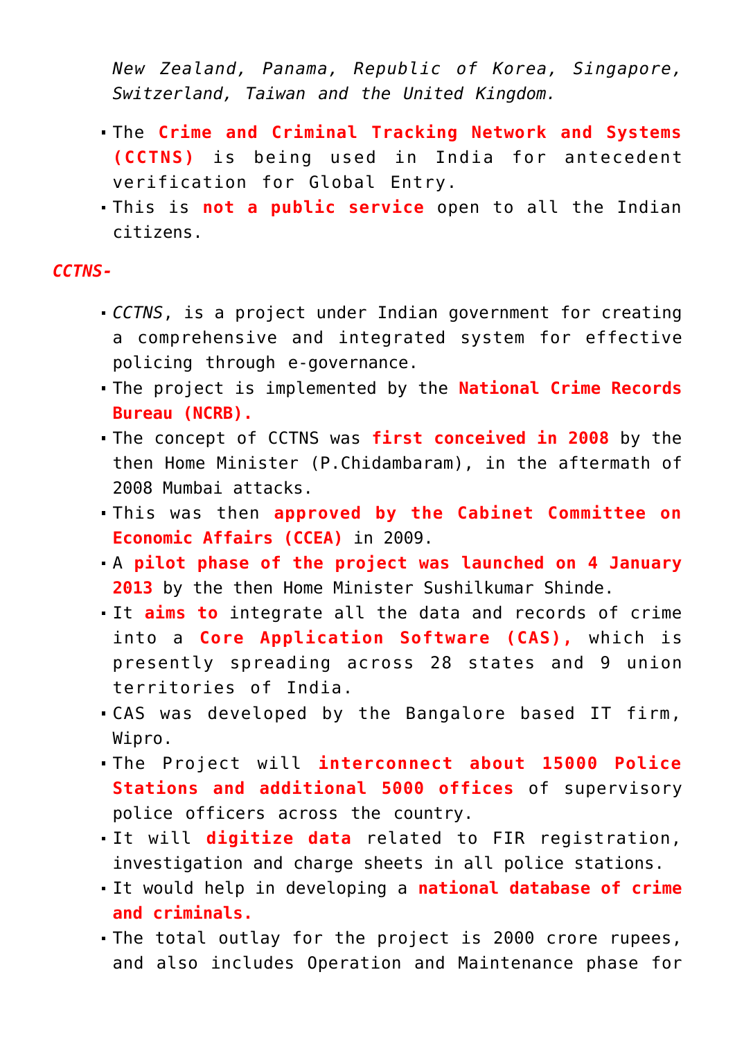*New Zealand, Panama, Republic of Korea, Singapore, Switzerland, Taiwan and the United Kingdom.*

- The **Crime and Criminal Tracking Network and Systems (CCTNS)** is being used in India for antecedent verification for Global Entry.
- This is **not a public service** open to all the Indian citizens.

***CCTNS-***

- *CCTNS*, is a project under Indian government for creating a comprehensive and integrated system for effective policing through e-governance.
- The project is implemented by the **National Crime Records Bureau (NCRB).**
- The concept of CCTNS was **first conceived in 2008** by the then Home Minister (P.Chidambaram), in the aftermath of 2008 Mumbai attacks.
- This was then **approved by the Cabinet Committee on Economic Affairs (CCEA)** in 2009.
- A **pilot phase of the project was launched on 4 January 2013** by the then Home Minister Sushilkumar Shinde.
- It **aims to** integrate all the data and records of crime into a **Core Application Software (CAS),** which is presently spreading across 28 states and 9 union territories of India.
- CAS was developed by the Bangalore based IT firm, Wipro.
- The Project will **interconnect about 15000 Police Stations and additional 5000 offices** of supervisory police officers across the country.
- It will **digitize data** related to FIR registration, investigation and charge sheets in all police stations.
- It would help in developing a **national database of crime and criminals.**
- The total outlay for the project is 2000 crore rupees, and also includes Operation and Maintenance phase for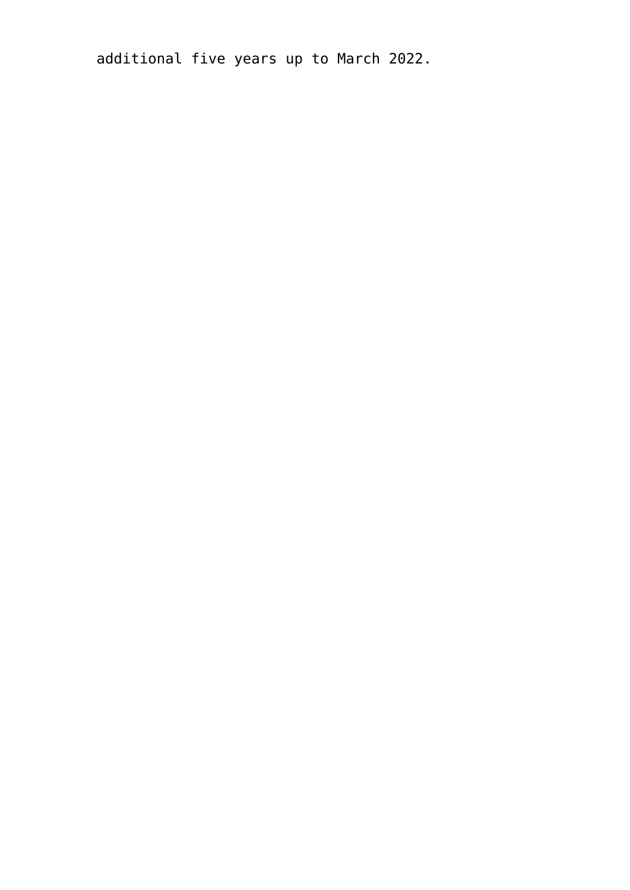additional five years up to March 2022.